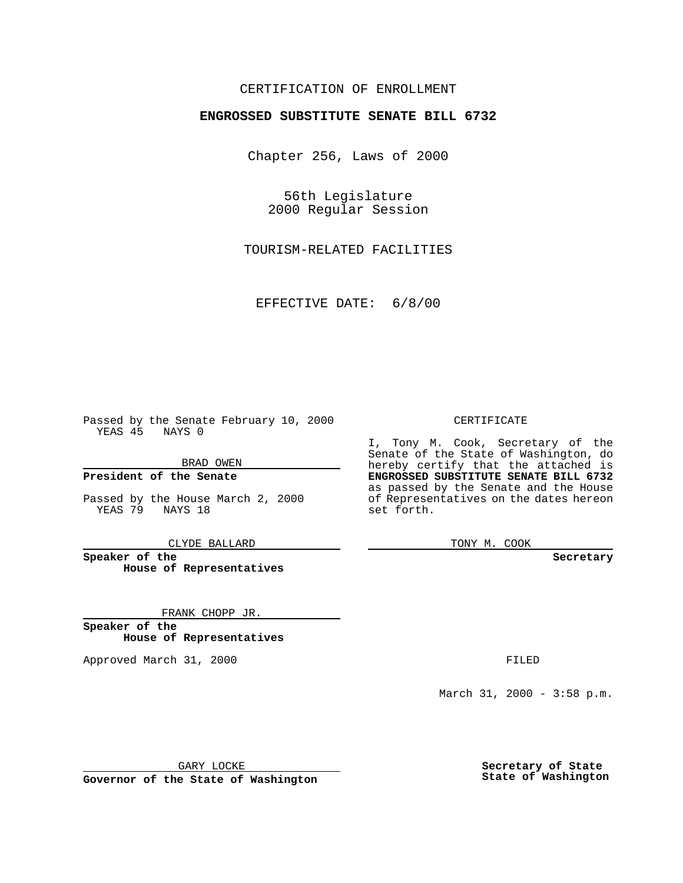CERTIFICATION OF ENROLLMENT

**ENGROSSED SUBSTITUTE SENATE BILL 6732**

Chapter 256, Laws of 2000

56th Legislature
2000 Regular Session

TOURISM-RELATED FACILITIES

EFFECTIVE DATE: 6/8/00

Passed by the Senate February 10, 2000
YEAS 45 NAYS 0

BRAD OWEN

**President of the Senate**

Passed by the House March 2, 2000
YEAS 79 NAYS 18

CLYDE BALLARD

**Speaker of the House of Representatives**

FRANK CHOPP JR.

**Speaker of the House of Representatives**

Approved March 31, 2000

GARY LOCKE

**Governor of the State of Washington**

CERTIFICATE

I, Tony M. Cook, Secretary of the Senate of the State of Washington, do hereby certify that the attached is **ENGROSSED SUBSTITUTE SENATE BILL 6732** as passed by the Senate and the House of Representatives on the dates hereon set forth.

TONY M. COOK

**Secretary**

FILED

March 31, 2000 - 3:58 p.m.

**Secretary of State State of Washington**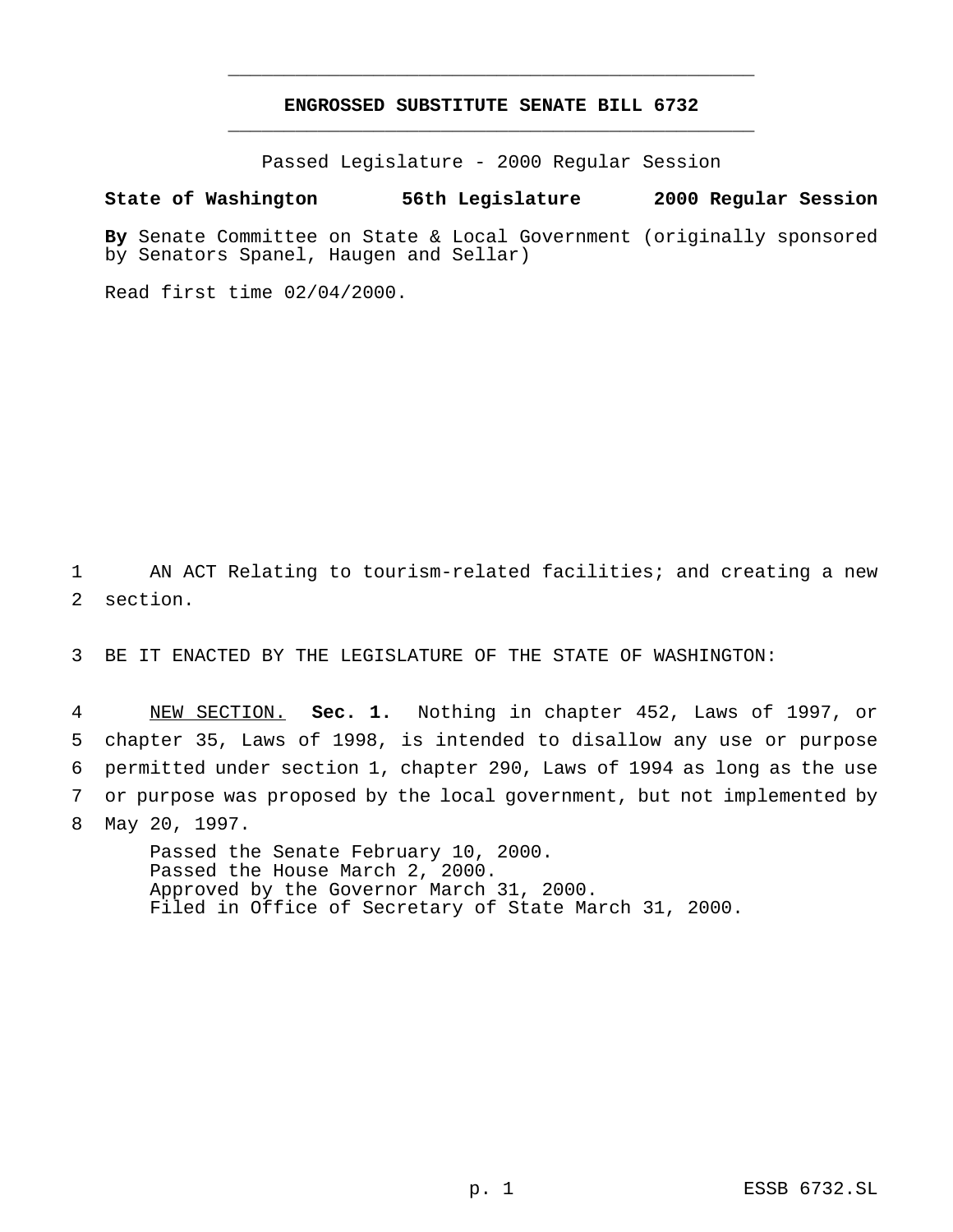# ENGROSSED SUBSTITUTE SENATE BILL 6732

Passed Legislature - 2000 Regular Session

**State of Washington 56th Legislature 2000 Regular Session**

**By** Senate Committee on State & Local Government (originally sponsored by Senators Spanel, Haugen and Sellar)

Read first time 02/04/2000.

1 AN ACT Relating to tourism-related facilities; and creating a new
2 section.

3 BE IT ENACTED BY THE LEGISLATURE OF THE STATE OF WASHINGTON:

4 NEW SECTION. **Sec. 1.** Nothing in chapter 452, Laws of 1997, or
5 chapter 35, Laws of 1998, is intended to disallow any use or purpose
6 permitted under section 1, chapter 290, Laws of 1994 as long as the use
7 or purpose was proposed by the local government, but not implemented by
8 May 20, 1997.

Passed the Senate February 10, 2000.
Passed the House March 2, 2000.
Approved by the Governor March 31, 2000.
Filed in Office of Secretary of State March 31, 2000.